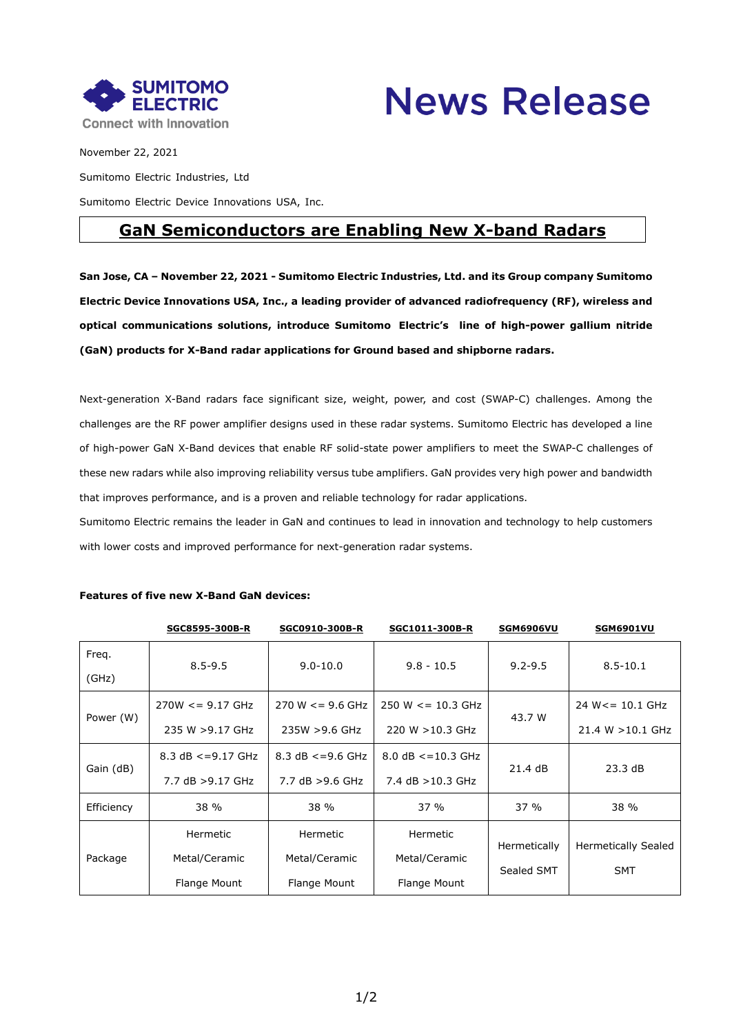SUMITOMO ELECTRIC
Connect with Innovation

# News Release

November 22, 2021

Sumitomo Electric Industries, Ltd

Sumitomo Electric Device Innovations USA, Inc.

## GaN Semiconductors are Enabling New X-band Radars

**San Jose, CA – November 22, 2021 - Sumitomo Electric Industries, Ltd. and its Group company Sumitomo Electric Device Innovations USA, Inc., a leading provider of advanced radiofrequency (RF), wireless and optical communications solutions, introduce Sumitomo Electric's line of high-power gallium nitride (GaN) products for X-Band radar applications for Ground based and shipborne radars.**

Next-generation X-Band radars face significant size, weight, power, and cost (SWAP-C) challenges. Among the challenges are the RF power amplifier designs used in these radar systems. Sumitomo Electric has developed a line of high-power GaN X-Band devices that enable RF solid-state power amplifiers to meet the SWAP-C challenges of these new radars while also improving reliability versus tube amplifiers. GaN provides very high power and bandwidth that improves performance, and is a proven and reliable technology for radar applications.

Sumitomo Electric remains the leader in GaN and continues to lead in innovation and technology to help customers with lower costs and improved performance for next-generation radar systems.

**Features of five new X-Band GaN devices:**

| | SGC8595-300B-R | SGC0910-300B-R | SGC1011-300B-R | SGM6906VU | SGM6901VU |
|---|---|---|---|---|---|
| Freq. (GHz) | 8.5-9.5 | 9.0-10.0 | 9.8 - 10.5 | 9.2-9.5 | 8.5-10.1 |
| Power (W) | 270W <= 9.17 GHz<br>235 W >9.17 GHz | 270 W <= 9.6 GHz<br>235W >9.6 GHz | 250 W <= 10.3 GHz<br>220 W >10.3 GHz | 43.7 W | 24 W<= 10.1 GHz<br>21.4 W >10.1 GHz |
| Gain (dB) | 8.3 dB <=9.17 GHz<br>7.7 dB >9.17 GHz | 8.3 dB <=9.6 GHz<br>7.7 dB >9.6 GHz | 8.0 dB <=10.3 GHz<br>7.4 dB >10.3 GHz | 21.4 dB | 23.3 dB |
| Efficiency | 38 % | 38 % | 37 % | 37 % | 38 % |
| Package | Hermetic Metal/Ceramic Flange Mount | Hermetic Metal/Ceramic Flange Mount | Hermetic Metal/Ceramic Flange Mount | Hermetically Sealed SMT | Hermetically Sealed SMT |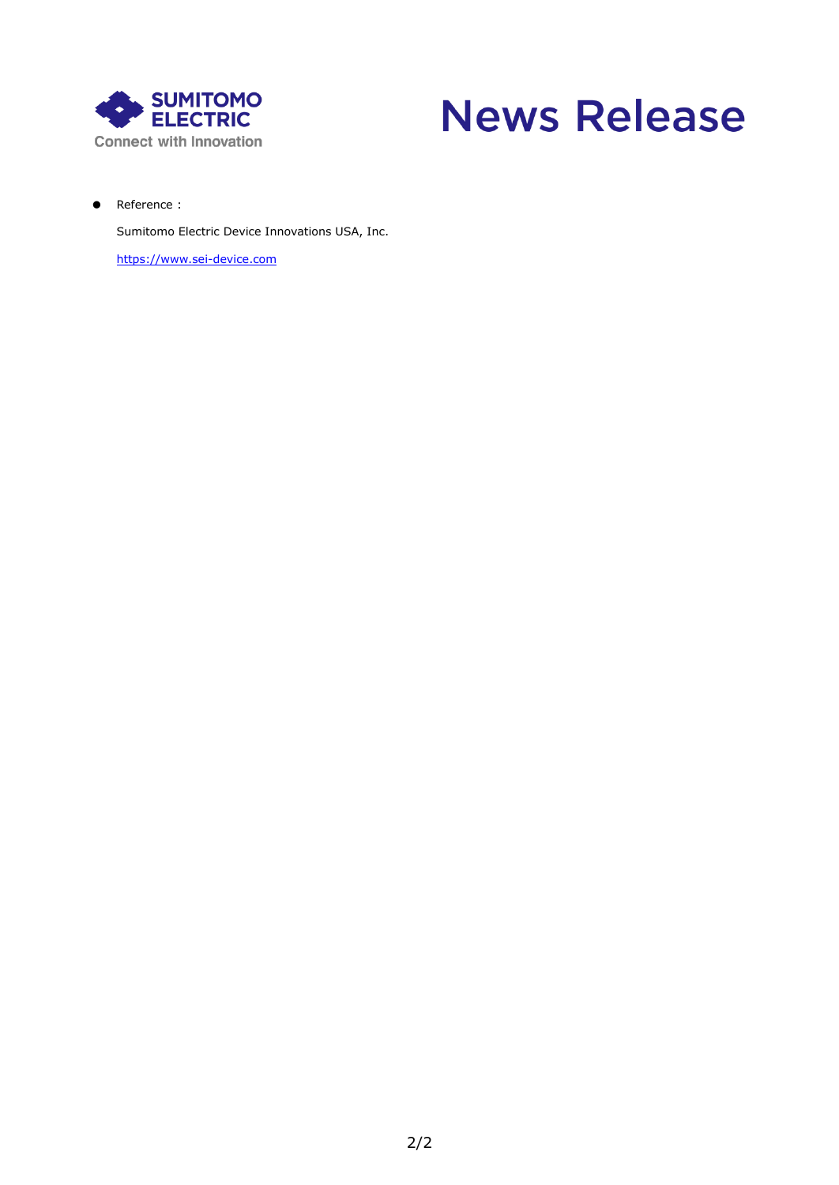- Reference :

  Sumitomo Electric Device Innovations USA, Inc.

  https://www.sei-device.com